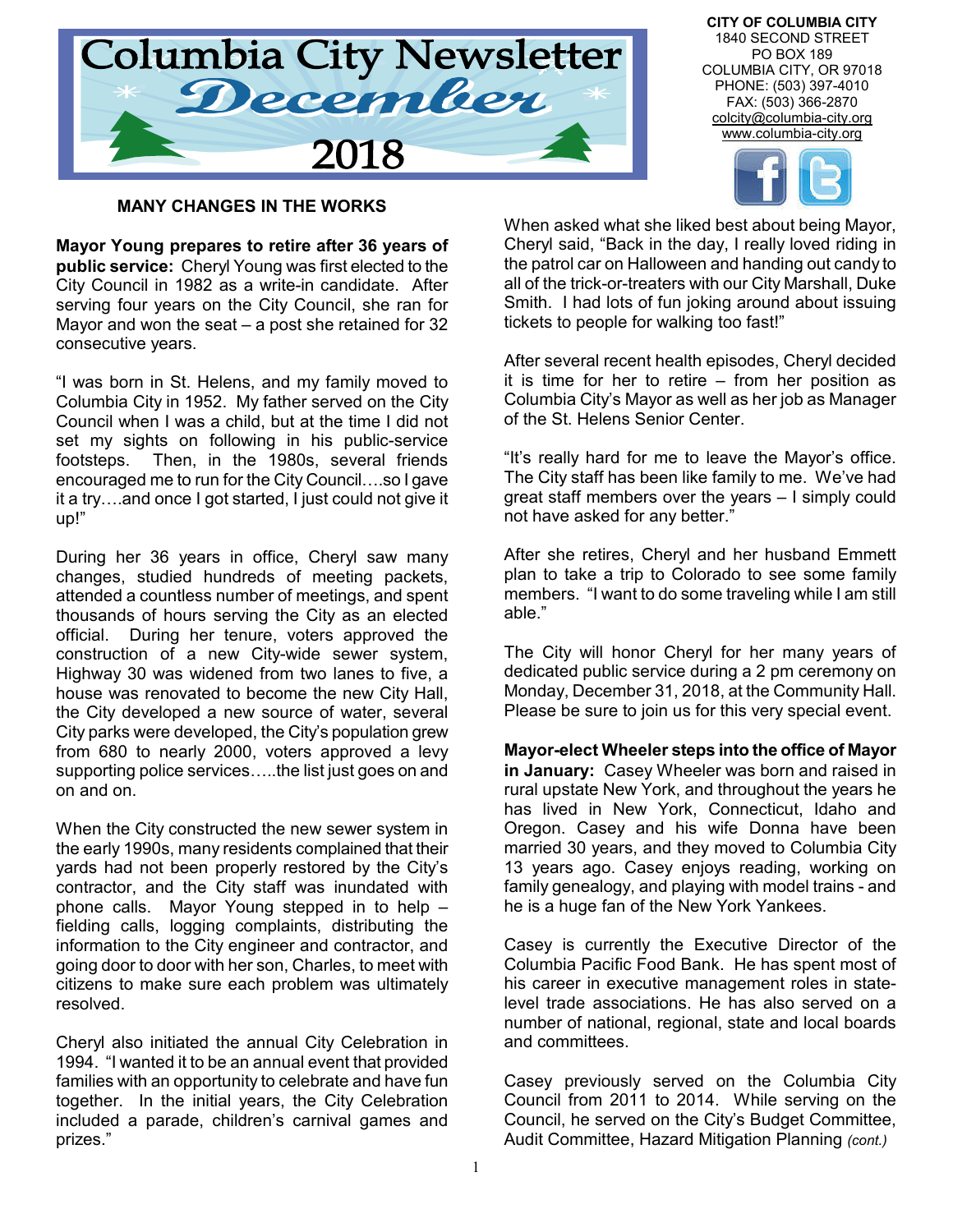# Columbia City Newsletter December 2018

**CITY OF COLUMBIA CITY**
1840 SECOND STREET
PO BOX 189
COLUMBIA CITY, OR 97018
PHONE: (503) 397-4010
FAX: (503) 366-2870
colcity@columbia-city.org
www.columbia-city.org

## MANY CHANGES IN THE WORKS

**Mayor Young prepares to retire after 36 years of public service:** Cheryl Young was first elected to the City Council in 1982 as a write-in candidate. After serving four years on the City Council, she ran for Mayor and won the seat – a post she retained for 32 consecutive years.

"I was born in St. Helens, and my family moved to Columbia City in 1952. My father served on the City Council when I was a child, but at the time I did not set my sights on following in his public-service footsteps. Then, in the 1980s, several friends encouraged me to run for the City Council….so I gave it a try….and once I got started, I just could not give it up!"

During her 36 years in office, Cheryl saw many changes, studied hundreds of meeting packets, attended a countless number of meetings, and spent thousands of hours serving the City as an elected official. During her tenure, voters approved the construction of a new City-wide sewer system, Highway 30 was widened from two lanes to five, a house was renovated to become the new City Hall, the City developed a new source of water, several City parks were developed, the City's population grew from 680 to nearly 2000, voters approved a levy supporting police services…..the list just goes on and on and on.

When the City constructed the new sewer system in the early 1990s, many residents complained that their yards had not been properly restored by the City's contractor, and the City staff was inundated with phone calls. Mayor Young stepped in to help – fielding calls, logging complaints, distributing the information to the City engineer and contractor, and going door to door with her son, Charles, to meet with citizens to make sure each problem was ultimately resolved.

Cheryl also initiated the annual City Celebration in 1994. "I wanted it to be an annual event that provided families with an opportunity to celebrate and have fun together. In the initial years, the City Celebration included a parade, children's carnival games and prizes."

When asked what she liked best about being Mayor, Cheryl said, "Back in the day, I really loved riding in the patrol car on Halloween and handing out candy to all of the trick-or-treaters with our City Marshall, Duke Smith. I had lots of fun joking around about issuing tickets to people for walking too fast!"

After several recent health episodes, Cheryl decided it is time for her to retire – from her position as Columbia City's Mayor as well as her job as Manager of the St. Helens Senior Center.

"It's really hard for me to leave the Mayor's office. The City staff has been like family to me. We've had great staff members over the years – I simply could not have asked for any better."

After she retires, Cheryl and her husband Emmett plan to take a trip to Colorado to see some family members. "I want to do some traveling while I am still able."

The City will honor Cheryl for her many years of dedicated public service during a 2 pm ceremony on Monday, December 31, 2018, at the Community Hall. Please be sure to join us for this very special event.

**Mayor-elect Wheeler steps into the office of Mayor in January:** Casey Wheeler was born and raised in rural upstate New York, and throughout the years he has lived in New York, Connecticut, Idaho and Oregon. Casey and his wife Donna have been married 30 years, and they moved to Columbia City 13 years ago. Casey enjoys reading, working on family genealogy, and playing with model trains - and he is a huge fan of the New York Yankees.

Casey is currently the Executive Director of the Columbia Pacific Food Bank. He has spent most of his career in executive management roles in state-level trade associations. He has also served on a number of national, regional, state and local boards and committees.

Casey previously served on the Columbia City Council from 2011 to 2014. While serving on the Council, he served on the City's Budget Committee, Audit Committee, Hazard Mitigation Planning *(cont.)*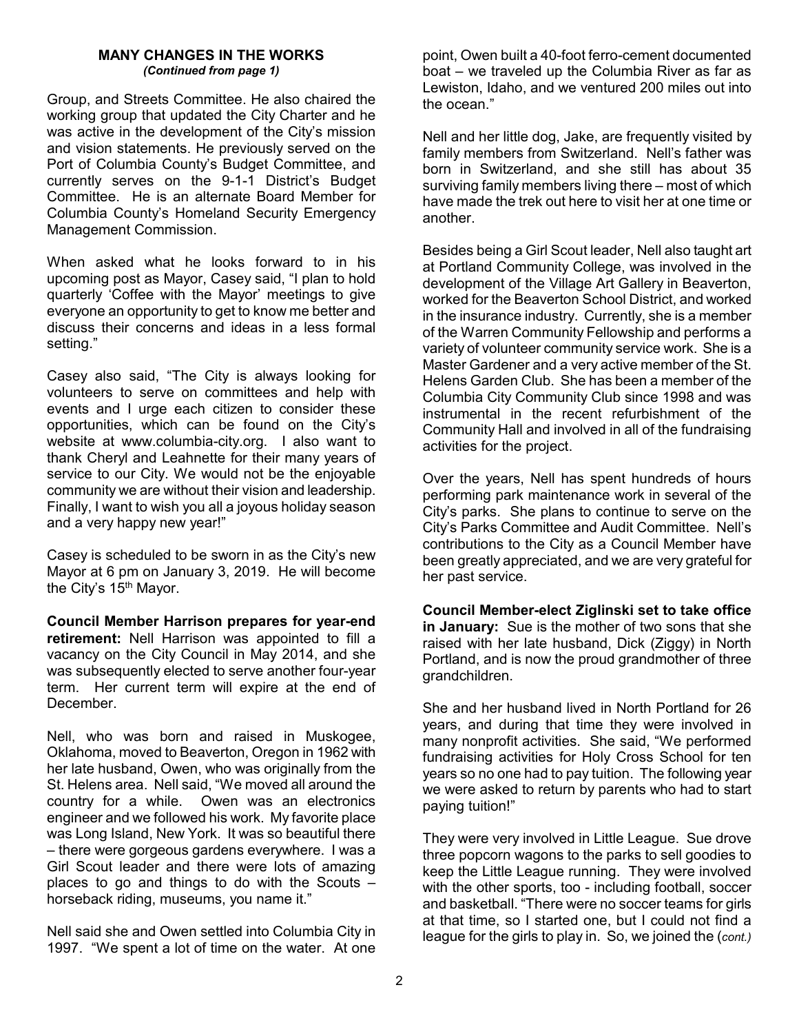**MANY CHANGES IN THE WORKS**
***(Continued from page 1)***

Group, and Streets Committee. He also chaired the working group that updated the City Charter and he was active in the development of the City's mission and vision statements. He previously served on the Port of Columbia County's Budget Committee, and currently serves on the 9-1-1 District's Budget Committee. He is an alternate Board Member for Columbia County's Homeland Security Emergency Management Commission.

When asked what he looks forward to in his upcoming post as Mayor, Casey said, "I plan to hold quarterly 'Coffee with the Mayor' meetings to give everyone an opportunity to get to know me better and discuss their concerns and ideas in a less formal setting."

Casey also said, "The City is always looking for volunteers to serve on committees and help with events and I urge each citizen to consider these opportunities, which can be found on the City's website at www.columbia-city.org. I also want to thank Cheryl and Leahnette for their many years of service to our City. We would not be the enjoyable community we are without their vision and leadership. Finally, I want to wish you all a joyous holiday season and a very happy new year!"

Casey is scheduled to be sworn in as the City's new Mayor at 6 pm on January 3, 2019. He will become the City's 15th Mayor.

**Council Member Harrison prepares for year-end retirement:** Nell Harrison was appointed to fill a vacancy on the City Council in May 2014, and she was subsequently elected to serve another four-year term. Her current term will expire at the end of December.

Nell, who was born and raised in Muskogee, Oklahoma, moved to Beaverton, Oregon in 1962 with her late husband, Owen, who was originally from the St. Helens area. Nell said, "We moved all around the country for a while. Owen was an electronics engineer and we followed his work. My favorite place was Long Island, New York. It was so beautiful there – there were gorgeous gardens everywhere. I was a Girl Scout leader and there were lots of amazing places to go and things to do with the Scouts – horseback riding, museums, you name it."

Nell said she and Owen settled into Columbia City in 1997. "We spent a lot of time on the water. At one point, Owen built a 40-foot ferro-cement documented boat – we traveled up the Columbia River as far as Lewiston, Idaho, and we ventured 200 miles out into the ocean."

Nell and her little dog, Jake, are frequently visited by family members from Switzerland. Nell's father was born in Switzerland, and she still has about 35 surviving family members living there – most of which have made the trek out here to visit her at one time or another.

Besides being a Girl Scout leader, Nell also taught art at Portland Community College, was involved in the development of the Village Art Gallery in Beaverton, worked for the Beaverton School District, and worked in the insurance industry. Currently, she is a member of the Warren Community Fellowship and performs a variety of volunteer community service work. She is a Master Gardener and a very active member of the St. Helens Garden Club. She has been a member of the Columbia City Community Club since 1998 and was instrumental in the recent refurbishment of the Community Hall and involved in all of the fundraising activities for the project.

Over the years, Nell has spent hundreds of hours performing park maintenance work in several of the City's parks. She plans to continue to serve on the City's Parks Committee and Audit Committee. Nell's contributions to the City as a Council Member have been greatly appreciated, and we are very grateful for her past service.

**Council Member-elect Ziglinski set to take office in January:** Sue is the mother of two sons that she raised with her late husband, Dick (Ziggy) in North Portland, and is now the proud grandmother of three grandchildren.

She and her husband lived in North Portland for 26 years, and during that time they were involved in many nonprofit activities. She said, "We performed fundraising activities for Holy Cross School for ten years so no one had to pay tuition. The following year we were asked to return by parents who had to start paying tuition!"

They were very involved in Little League. Sue drove three popcorn wagons to the parks to sell goodies to keep the Little League running. They were involved with the other sports, too - including football, soccer and basketball. "There were no soccer teams for girls at that time, so I started one, but I could not find a league for the girls to play in. So, we joined the (*cont.)*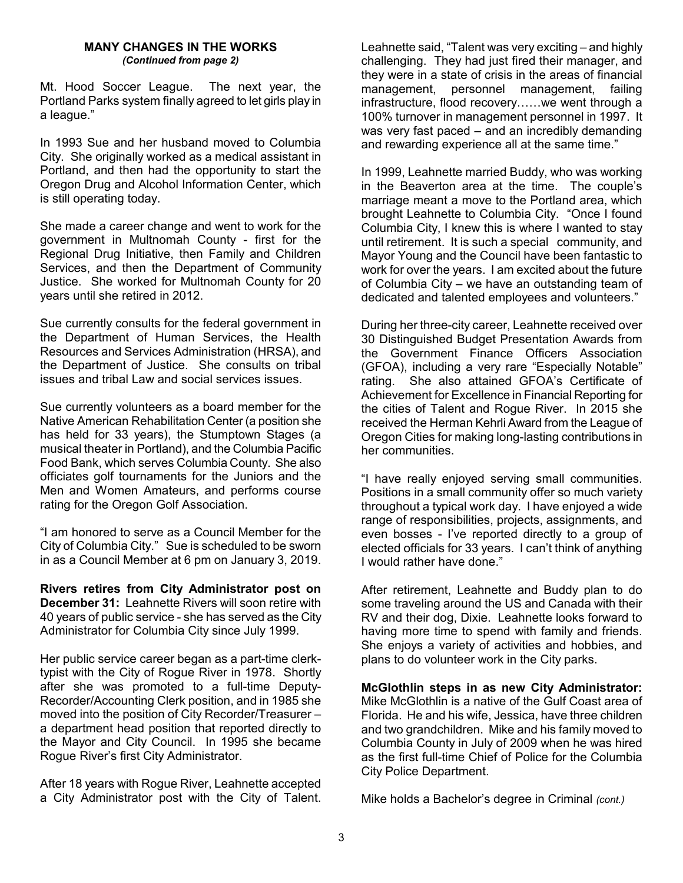**MANY CHANGES IN THE WORKS**
*(Continued from page 2)*

Mt. Hood Soccer League. The next year, the Portland Parks system finally agreed to let girls play in a league."

In 1993 Sue and her husband moved to Columbia City. She originally worked as a medical assistant in Portland, and then had the opportunity to start the Oregon Drug and Alcohol Information Center, which is still operating today.

She made a career change and went to work for the government in Multnomah County - first for the Regional Drug Initiative, then Family and Children Services, and then the Department of Community Justice. She worked for Multnomah County for 20 years until she retired in 2012.

Sue currently consults for the federal government in the Department of Human Services, the Health Resources and Services Administration (HRSA), and the Department of Justice. She consults on tribal issues and tribal Law and social services issues.

Sue currently volunteers as a board member for the Native American Rehabilitation Center (a position she has held for 33 years), the Stumptown Stages (a musical theater in Portland), and the Columbia Pacific Food Bank, which serves Columbia County. She also officiates golf tournaments for the Juniors and the Men and Women Amateurs, and performs course rating for the Oregon Golf Association.

"I am honored to serve as a Council Member for the City of Columbia City." Sue is scheduled to be sworn in as a Council Member at 6 pm on January 3, 2019.

**Rivers retires from City Administrator post on December 31:** Leahnette Rivers will soon retire with 40 years of public service - she has served as the City Administrator for Columbia City since July 1999.

Her public service career began as a part-time clerk-typist with the City of Rogue River in 1978. Shortly after she was promoted to a full-time Deputy-Recorder/Accounting Clerk position, and in 1985 she moved into the position of City Recorder/Treasurer – a department head position that reported directly to the Mayor and City Council. In 1995 she became Rogue River's first City Administrator.

After 18 years with Rogue River, Leahnette accepted a City Administrator post with the City of Talent. Leahnette said, "Talent was very exciting – and highly challenging. They had just fired their manager, and they were in a state of crisis in the areas of financial management, personnel management, failing infrastructure, flood recovery……we went through a 100% turnover in management personnel in 1997. It was very fast paced – and an incredibly demanding and rewarding experience all at the same time."

In 1999, Leahnette married Buddy, who was working in the Beaverton area at the time. The couple's marriage meant a move to the Portland area, which brought Leahnette to Columbia City. "Once I found Columbia City, I knew this is where I wanted to stay until retirement. It is such a special community, and Mayor Young and the Council have been fantastic to work for over the years. I am excited about the future of Columbia City – we have an outstanding team of dedicated and talented employees and volunteers."

During her three-city career, Leahnette received over 30 Distinguished Budget Presentation Awards from the Government Finance Officers Association (GFOA), including a very rare "Especially Notable" rating. She also attained GFOA's Certificate of Achievement for Excellence in Financial Reporting for the cities of Talent and Rogue River. In 2015 she received the Herman Kehrli Award from the League of Oregon Cities for making long-lasting contributions in her communities.

"I have really enjoyed serving small communities. Positions in a small community offer so much variety throughout a typical work day. I have enjoyed a wide range of responsibilities, projects, assignments, and even bosses - I've reported directly to a group of elected officials for 33 years. I can't think of anything I would rather have done."

After retirement, Leahnette and Buddy plan to do some traveling around the US and Canada with their RV and their dog, Dixie. Leahnette looks forward to having more time to spend with family and friends. She enjoys a variety of activities and hobbies, and plans to do volunteer work in the City parks.

**McGlothlin steps in as new City Administrator:** Mike McGlothlin is a native of the Gulf Coast area of Florida. He and his wife, Jessica, have three children and two grandchildren. Mike and his family moved to Columbia County in July of 2009 when he was hired as the first full-time Chief of Police for the Columbia City Police Department.

Mike holds a Bachelor's degree in Criminal *(cont.)*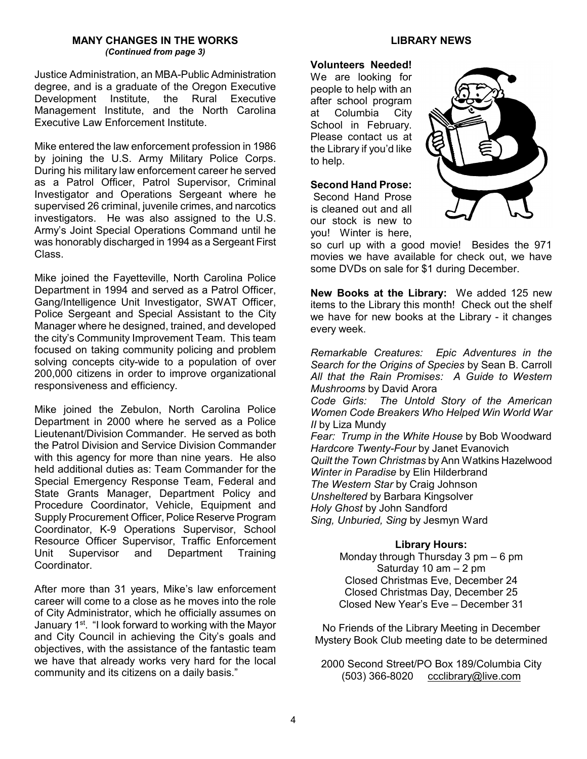## MANY CHANGES IN THE WORKS

*(Continued from page 3)*

Justice Administration, an MBA-Public Administration degree, and is a graduate of the Oregon Executive Development Institute, the Rural Executive Management Institute, and the North Carolina Executive Law Enforcement Institute.

Mike entered the law enforcement profession in 1986 by joining the U.S. Army Military Police Corps. During his military law enforcement career he served as a Patrol Officer, Patrol Supervisor, Criminal Investigator and Operations Sergeant where he supervised 26 criminal, juvenile crimes, and narcotics investigators. He was also assigned to the U.S. Army's Joint Special Operations Command until he was honorably discharged in 1994 as a Sergeant First Class.

Mike joined the Fayetteville, North Carolina Police Department in 1994 and served as a Patrol Officer, Gang/Intelligence Unit Investigator, SWAT Officer, Police Sergeant and Special Assistant to the City Manager where he designed, trained, and developed the city's Community Improvement Team. This team focused on taking community policing and problem solving concepts city-wide to a population of over 200,000 citizens in order to improve organizational responsiveness and efficiency.

Mike joined the Zebulon, North Carolina Police Department in 2000 where he served as a Police Lieutenant/Division Commander. He served as both the Patrol Division and Service Division Commander with this agency for more than nine years. He also held additional duties as: Team Commander for the Special Emergency Response Team, Federal and State Grants Manager, Department Policy and Procedure Coordinator, Vehicle, Equipment and Supply Procurement Officer, Police Reserve Program Coordinator, K-9 Operations Supervisor, School Resource Officer Supervisor, Traffic Enforcement Unit Supervisor and Department Training Coordinator.

After more than 31 years, Mike's law enforcement career will come to a close as he moves into the role of City Administrator, which he officially assumes on January 1st. "I look forward to working with the Mayor and City Council in achieving the City's goals and objectives, with the assistance of the fantastic team we have that already works very hard for the local community and its citizens on a daily basis."

## LIBRARY NEWS

**Volunteers Needed!** We are looking for people to help with an after school program at Columbia City School in February. Please contact us at the Library if you'd like to help.

**Second Hand Prose:** Second Hand Prose is cleaned out and all our stock is new to you! Winter is here, so curl up with a good movie! Besides the 971 movies we have available for check out, we have some DVDs on sale for $1 during December.

**New Books at the Library:** We added 125 new items to the Library this month! Check out the shelf we have for new books at the Library - it changes every week.

*Remarkable Creatures: Epic Adventures in the Search for the Origins of Species* by Sean B. Carroll
*All that the Rain Promises: A Guide to Western Mushrooms* by David Arora
*Code Girls: The Untold Story of the American Women Code Breakers Who Helped Win World War II* by Liza Mundy
*Fear: Trump in the White House* by Bob Woodward
*Hardcore Twenty-Four* by Janet Evanovich
*Quilt the Town Christmas* by Ann Watkins Hazelwood
*Winter in Paradise* by Elin Hilderbrand
*The Western Star* by Craig Johnson
*Unsheltered* by Barbara Kingsolver
*Holy Ghost* by John Sandford
*Sing, Unburied, Sing* by Jesmyn Ward

**Library Hours:**

Monday through Thursday 3 pm – 6 pm
Saturday 10 am – 2 pm
Closed Christmas Eve, December 24
Closed Christmas Day, December 25
Closed New Year's Eve – December 31

No Friends of the Library Meeting in December
Mystery Book Club meeting date to be determined

2000 Second Street/PO Box 189/Columbia City
(503) 366-8020 ccclibrary@live.com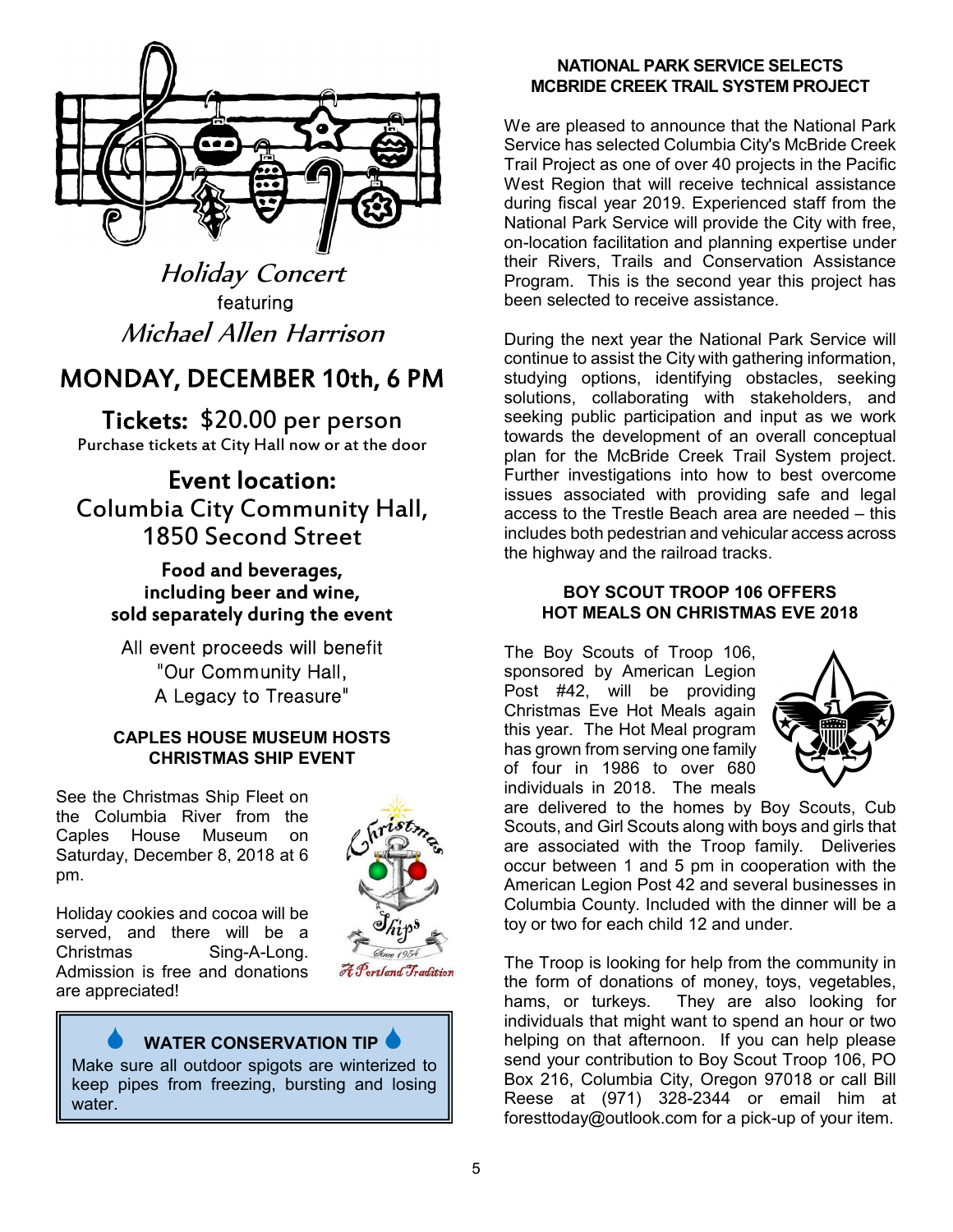*Holiday Concert*

featuring

*Michael Allen Harrison*

## MONDAY, DECEMBER 10th, 6 PM

**Tickets:** $20.00 per person

Purchase tickets at City Hall now or at the door

**Event location:**

Columbia City Community Hall,
1850 Second Street

**Food and beverages, including beer and wine, sold separately during the event**

All event proceeds will benefit "Our Community Hall, A Legacy to Treasure"

### CAPLES HOUSE MUSEUM HOSTS CHRISTMAS SHIP EVENT

See the Christmas Ship Fleet on the Columbia River from the Caples House Museum on Saturday, December 8, 2018 at 6 pm.

Holiday cookies and cocoa will be served, and there will be a Christmas Sing-A-Long. Admission is free and donations are appreciated!

Christmas Ships
Since 1954
A Portland Tradition

**WATER CONSERVATION TIP**

Make sure all outdoor spigots are winterized to keep pipes from freezing, bursting and losing water.

### NATIONAL PARK SERVICE SELECTS MCBRIDE CREEK TRAIL SYSTEM PROJECT

We are pleased to announce that the National Park Service has selected Columbia City's McBride Creek Trail Project as one of over 40 projects in the Pacific West Region that will receive technical assistance during fiscal year 2019. Experienced staff from the National Park Service will provide the City with free, on-location facilitation and planning expertise under their Rivers, Trails and Conservation Assistance Program. This is the second year this project has been selected to receive assistance.

During the next year the National Park Service will continue to assist the City with gathering information, studying options, identifying obstacles, seeking solutions, collaborating with stakeholders, and seeking public participation and input as we work towards the development of an overall conceptual plan for the McBride Creek Trail System project. Further investigations into how to best overcome issues associated with providing safe and legal access to the Trestle Beach area are needed – this includes both pedestrian and vehicular access across the highway and the railroad tracks.

### BOY SCOUT TROOP 106 OFFERS HOT MEALS ON CHRISTMAS EVE 2018

The Boy Scouts of Troop 106, sponsored by American Legion Post #42, will be providing Christmas Eve Hot Meals again this year. The Hot Meal program has grown from serving one family of four in 1986 to over 680 individuals in 2018. The meals are delivered to the homes by Boy Scouts, Cub Scouts, and Girl Scouts along with boys and girls that are associated with the Troop family. Deliveries occur between 1 and 5 pm in cooperation with the American Legion Post 42 and several businesses in Columbia County. Included with the dinner will be a toy or two for each child 12 and under.

The Troop is looking for help from the community in the form of donations of money, toys, vegetables, hams, or turkeys. They are also looking for individuals that might want to spend an hour or two helping on that afternoon. If you can help please send your contribution to Boy Scout Troop 106, PO Box 216, Columbia City, Oregon 97018 or call Bill Reese at (971) 328-2344 or email him at foresttoday@outlook.com for a pick-up of your item.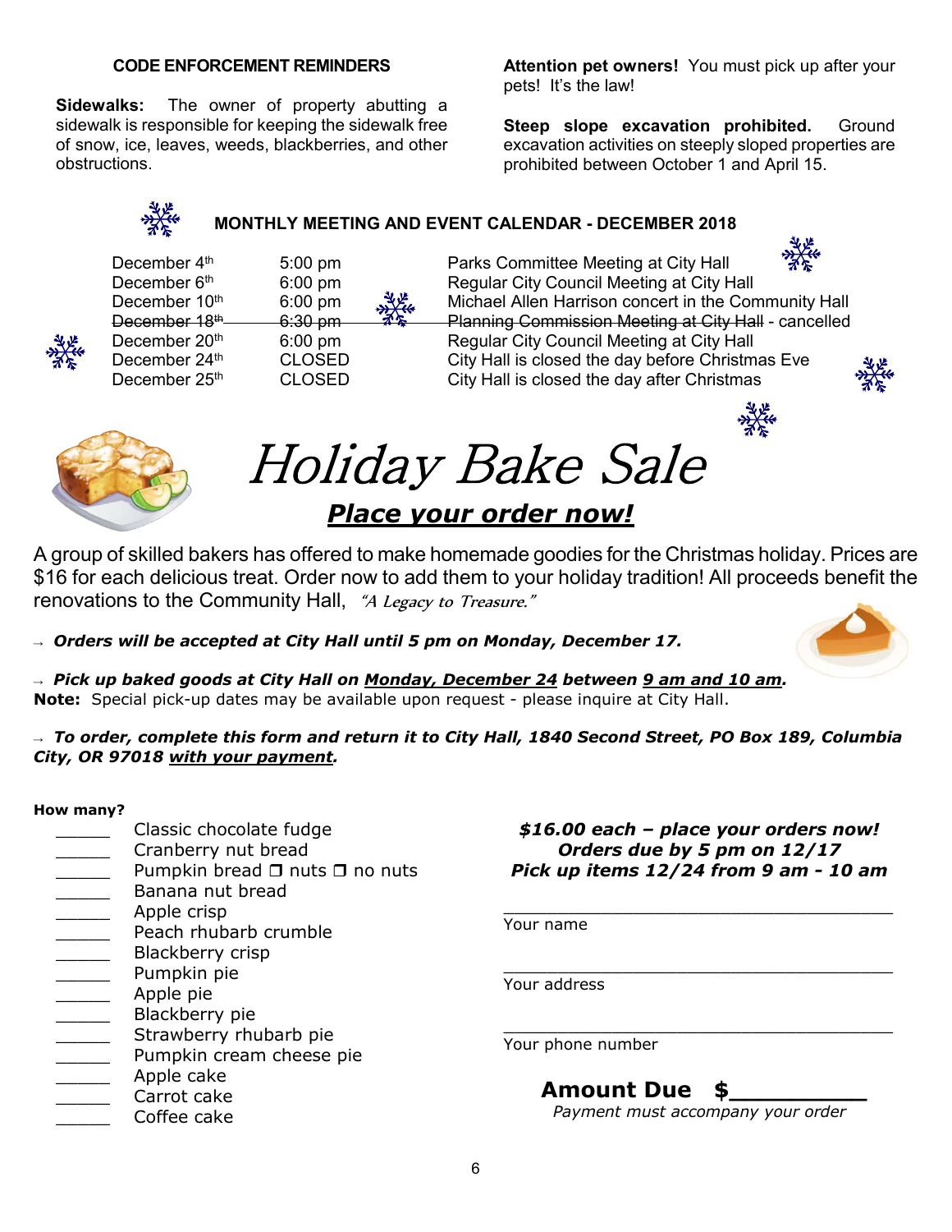## CODE ENFORCEMENT REMINDERS

**Sidewalks:** The owner of property abutting a sidewalk is responsible for keeping the sidewalk free of snow, ice, leaves, weeds, blackberries, and other obstructions.

**Attention pet owners!** You must pick up after your pets! It's the law!

**Steep slope excavation prohibited.** Ground excavation activities on steeply sloped properties are prohibited between October 1 and April 15.

## MONTHLY MEETING AND EVENT CALENDAR - DECEMBER 2018

| | | |
|---|---|---|
| December 4th | 5:00 pm | Parks Committee Meeting at City Hall |
| December 6th | 6:00 pm | Regular City Council Meeting at City Hall |
| December 10th | 6:00 pm | Michael Allen Harrison concert in the Community Hall |
| ~~December 18th~~ | ~~6:30 pm~~ | ~~Planning Commission Meeting at City Hall~~ - cancelled |
| December 20th | 6:00 pm | Regular City Council Meeting at City Hall |
| December 24th | CLOSED | City Hall is closed the day before Christmas Eve |
| December 25th | CLOSED | City Hall is closed the day after Christmas |

# *Holiday Bake Sale*

## ***Place your order now!***

A group of skilled bakers has offered to make homemade goodies for the Christmas holiday. Prices are $16 for each delicious treat. Order now to add them to your holiday tradition! All proceeds benefit the renovations to the Community Hall, *"A Legacy to Treasure."*

→ ***Orders will be accepted at City Hall until 5 pm on Monday, December 17.***

→ ***Pick up baked goods at City Hall on Monday, December 24 between 9 am and 10 am.***
**Note:** Special pick-up dates may be available upon request - please inquire at City Hall.

→ ***To order, complete this form and return it to City Hall, 1840 Second Street, PO Box 189, Columbia City, OR 97018 with your payment.***

**How many?**

_____ Classic chocolate fudge
_____ Cranberry nut bread
_____ Pumpkin bread ❐ nuts ❐ no nuts
_____ Banana nut bread
_____ Apple crisp
_____ Peach rhubarb crumble
_____ Blackberry crisp
_____ Pumpkin pie
_____ Apple pie
_____ Blackberry pie
_____ Strawberry rhubarb pie
_____ Pumpkin cream cheese pie
_____ Apple cake
_____ Carrot cake
_____ Coffee cake

***$16.00 each – place your orders now!***
***Orders due by 5 pm on 12/17***
***Pick up items 12/24 from 9 am - 10 am***

_______________________________________
Your name

_______________________________________
Your address

_______________________________________
Your phone number

**Amount Due $_________**
*Payment must accompany your order*